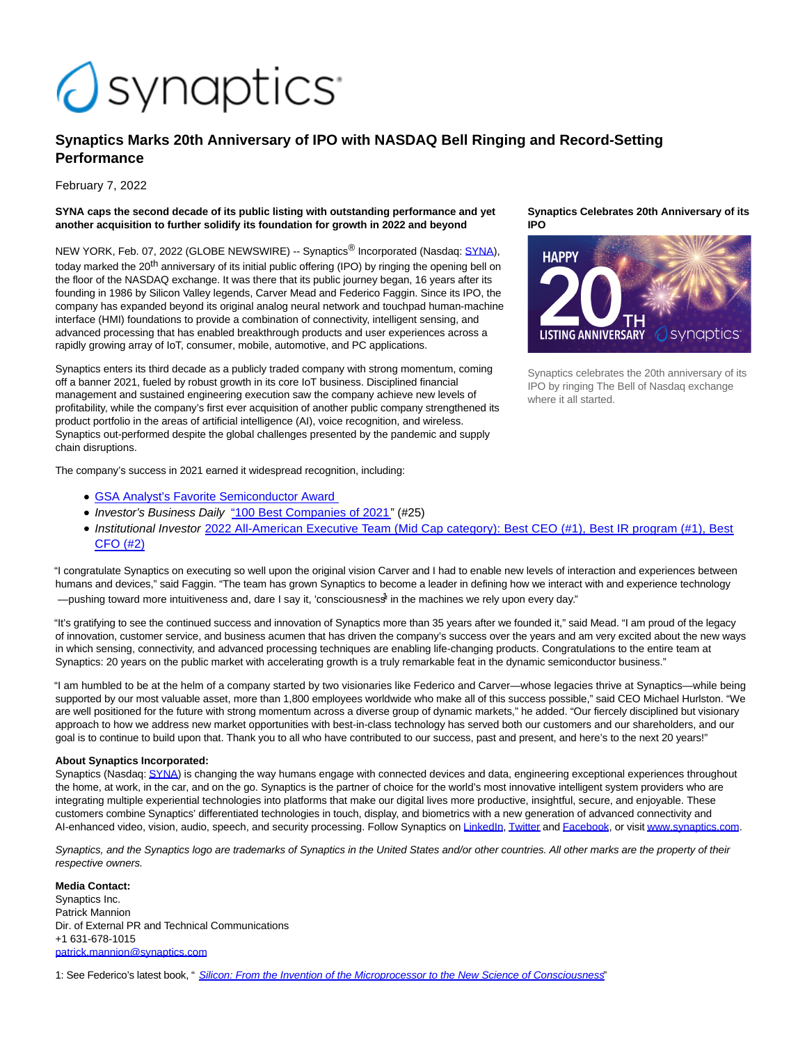# Synaptics Marks 20th Anniversary of IPO with NASDAQ Bell Ringing and Record-Setting Performance

February 7, 2022

**SYNA caps the second decade of its public listing with outstanding performance and yet another acquisition to further solidify its foundation for growth in 2022 and beyond**

NEW YORK, Feb. 07, 2022 (GLOBE NEWSWIRE) -- Synaptics® Incorporated (Nasdaq: SYNA), today marked the 20th anniversary of its initial public offering (IPO) by ringing the opening bell on the floor of the NASDAQ exchange. It was there that its public journey began, 16 years after its founding in 1986 by Silicon Valley legends, Carver Mead and Federico Faggin. Since its IPO, the company has expanded beyond its original analog neural network and touchpad human-machine interface (HMI) foundations to provide a combination of connectivity, intelligent sensing, and advanced processing that has enabled breakthrough products and user experiences across a rapidly growing array of IoT, consumer, mobile, automotive, and PC applications.

Synaptics enters its third decade as a publicly traded company with strong momentum, coming off a banner 2021, fueled by robust growth in its core IoT business. Disciplined financial management and sustained engineering execution saw the company achieve new levels of profitability, while the company's first ever acquisition of another public company strengthened its product portfolio in the areas of artificial intelligence (AI), voice recognition, and wireless. Synaptics out-performed despite the global challenges presented by the pandemic and supply chain disruptions.

**Synaptics Celebrates 20th Anniversary of its IPO**

Synaptics celebrates the 20th anniversary of its IPO by ringing The Bell of Nasdaq exchange where it all started.

The company's success in 2021 earned it widespread recognition, including:

- GSA Analyst's Favorite Semiconductor Award
- *Investor's Business Daily* "100 Best Companies of 2021" (#25)
- *Institutional Investor* 2022 All-American Executive Team (Mid Cap category): Best CEO (#1), Best IR program (#1), Best CFO (#2)

"I congratulate Synaptics on executing so well upon the original vision Carver and I had to enable new levels of interaction and experiences between humans and devices," said Faggin. "The team has grown Synaptics to become a leader in defining how we interact with and experience technology —pushing toward more intuitiveness and, dare I say it, 'consciousness'[1] in the machines we rely upon every day."

"It's gratifying to see the continued success and innovation of Synaptics more than 35 years after we founded it," said Mead. "I am proud of the legacy of innovation, customer service, and business acumen that has driven the company's success over the years and am very excited about the new ways in which sensing, connectivity, and advanced processing techniques are enabling life-changing products. Congratulations to the entire team at Synaptics: 20 years on the public market with accelerating growth is a truly remarkable feat in the dynamic semiconductor business."

"I am humbled to be at the helm of a company started by two visionaries like Federico and Carver—whose legacies thrive at Synaptics—while being supported by our most valuable asset, more than 1,800 employees worldwide who make all of this success possible," said CEO Michael Hurlston. "We are well positioned for the future with strong momentum across a diverse group of dynamic markets," he added. "Our fiercely disciplined but visionary approach to how we address new market opportunities with best-in-class technology has served both our customers and our shareholders, and our goal is to continue to build upon that. Thank you to all who have contributed to our success, past and present, and here's to the next 20 years!"

**About Synaptics Incorporated:**
Synaptics (Nasdaq: SYNA) is changing the way humans engage with connected devices and data, engineering exceptional experiences throughout the home, at work, in the car, and on the go. Synaptics is the partner of choice for the world's most innovative intelligent system providers who are integrating multiple experiential technologies into platforms that make our digital lives more productive, insightful, secure, and enjoyable. These customers combine Synaptics' differentiated technologies in touch, display, and biometrics with a new generation of advanced connectivity and AI-enhanced video, vision, audio, speech, and security processing. Follow Synaptics on LinkedIn, Twitter and Facebook, or visit www.synaptics.com.

*Synaptics, and the Synaptics logo are trademarks of Synaptics in the United States and/or other countries. All other marks are the property of their respective owners.*

**Media Contact:**
Synaptics Inc.
Patrick Mannion
Dir. of External PR and Technical Communications
+1 631-678-1015
patrick.mannion@synaptics.com

1: See Federico's latest book, "*Silicon: From the Invention of the Microprocessor to the New Science of Consciousness*"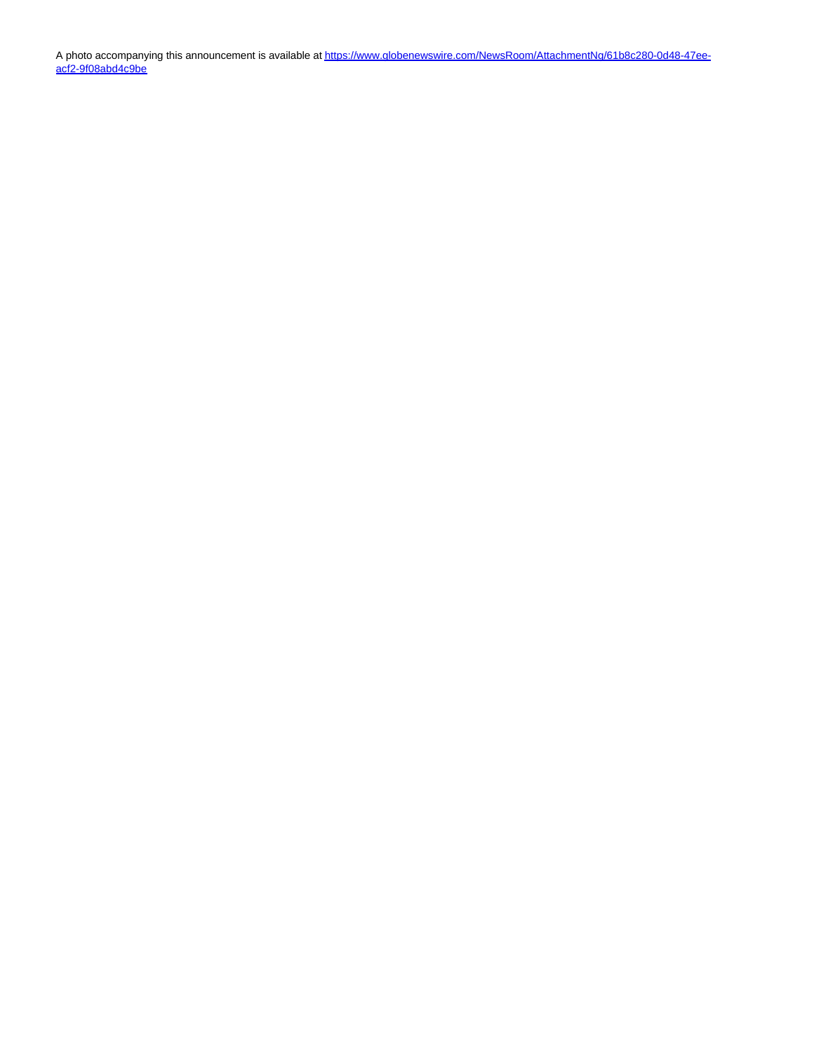A photo accompanying this announcement is available at [https://www.globenewswire.com/NewsRoom/AttachmentNg/61b8c280-0d48-47ee-acf2-9f08abd4c9be](https://www.globenewswire.com/NewsRoom/AttachmentNg/61b8c280-0d48-47ee-acf2-9f08abd4c9be)